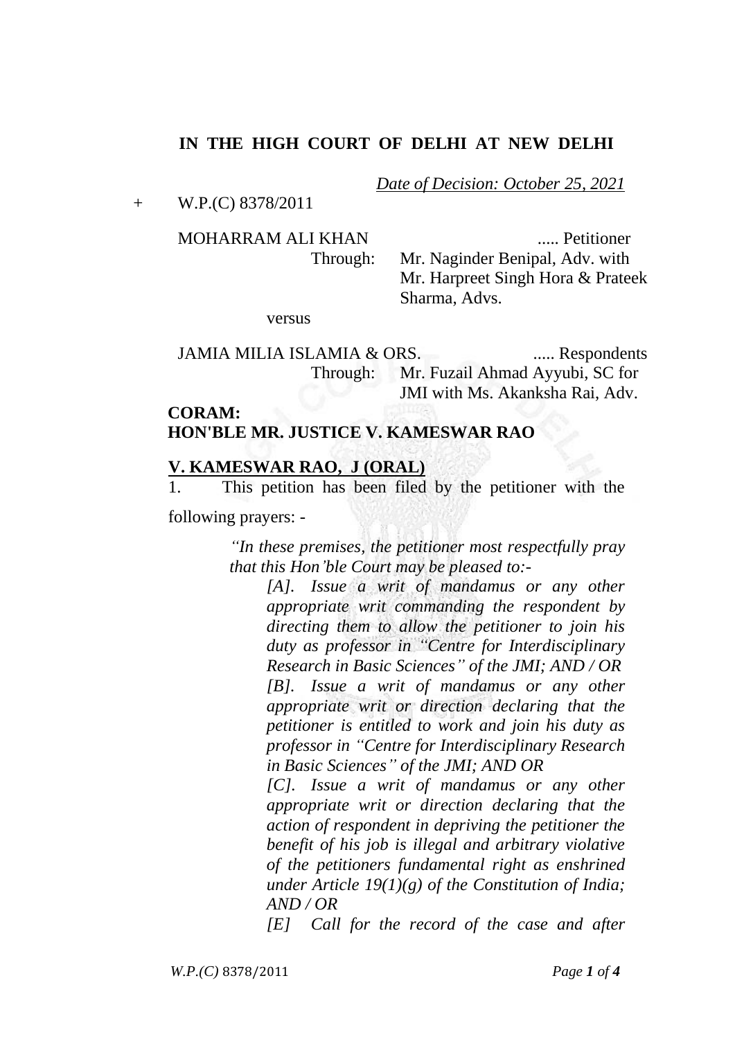**IN THE HIGH COURT OF DELHI AT NEW DELHI**

*Date of Decision: October 25, 2021*

\+ W.P.(C) 8378/2011

MOHARRAM ALI KHAN ..... Petitioner

Through: Mr. Naginder Benipal, Adv. with Mr. Harpreet Singh Hora & Prateek Sharma, Advs.

versus

JAMIA MILIA ISLAMIA & ORS. ..... Respondents

Through: Mr. Fuzail Ahmad Ayyubi, SC for JMI with Ms. Akanksha Rai, Adv.

**CORAM:**
**HON'BLE MR. JUSTICE V. KAMESWAR RAO**

**V. KAMESWAR RAO, J (ORAL)**

1. This petition has been filed by the petitioner with the following prayers: -

> *"In these premises, the petitioner most respectfully pray that this Hon'ble Court may be pleased to:-*
>
> *[A]. Issue a writ of mandamus or any other appropriate writ commanding the respondent by directing them to allow the petitioner to join his duty as professor in "Centre for Interdisciplinary Research in Basic Sciences" of the JMI; AND / OR*
>
> *[B]. Issue a writ of mandamus or any other appropriate writ or direction declaring that the petitioner is entitled to work and join his duty as professor in "Centre for Interdisciplinary Research in Basic Sciences" of the JMI; AND OR*
>
> *[C]. Issue a writ of mandamus or any other appropriate writ or direction declaring that the action of respondent in depriving the petitioner the benefit of his job is illegal and arbitrary violative of the petitioners fundamental right as enshrined under Article 19(1)(g) of the Constitution of India; AND / OR*
>
> *[E] Call for the record of the case and after*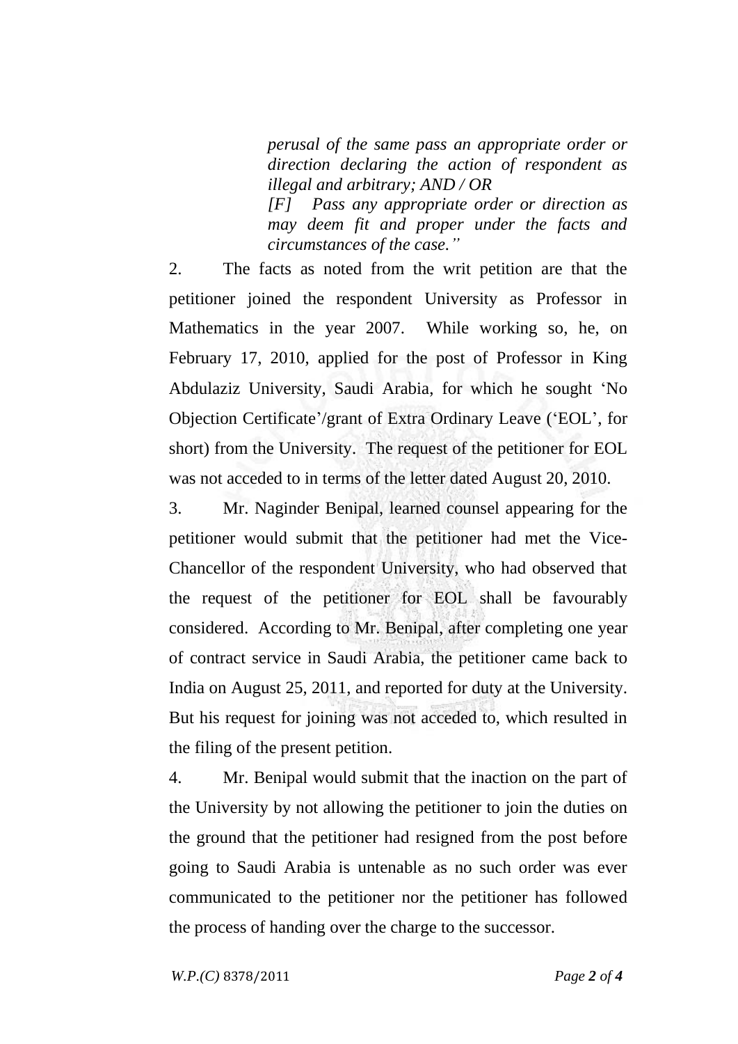*perusal of the same pass an appropriate order or direction declaring the action of respondent as illegal and arbitrary; AND / OR*

*[F] Pass any appropriate order or direction as may deem fit and proper under the facts and circumstances of the case."*

2. The facts as noted from the writ petition are that the petitioner joined the respondent University as Professor in Mathematics in the year 2007. While working so, he, on February 17, 2010, applied for the post of Professor in King Abdulaziz University, Saudi Arabia, for which he sought 'No Objection Certificate'/grant of Extra Ordinary Leave ('EOL', for short) from the University. The request of the petitioner for EOL was not acceded to in terms of the letter dated August 20, 2010.

3. Mr. Naginder Benipal, learned counsel appearing for the petitioner would submit that the petitioner had met the Vice-Chancellor of the respondent University, who had observed that the request of the petitioner for EOL shall be favourably considered. According to Mr. Benipal, after completing one year of contract service in Saudi Arabia, the petitioner came back to India on August 25, 2011, and reported for duty at the University. But his request for joining was not acceded to, which resulted in the filing of the present petition.

4. Mr. Benipal would submit that the inaction on the part of the University by not allowing the petitioner to join the duties on the ground that the petitioner had resigned from the post before going to Saudi Arabia is untenable as no such order was ever communicated to the petitioner nor the petitioner has followed the process of handing over the charge to the successor.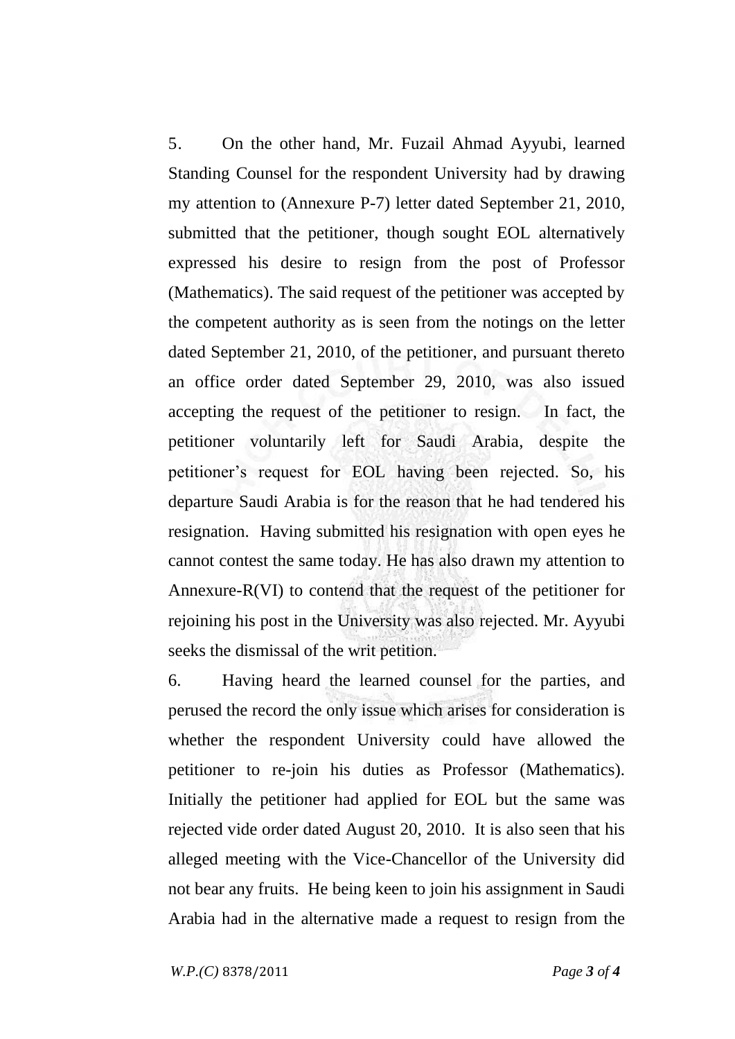5. On the other hand, Mr. Fuzail Ahmad Ayyubi, learned Standing Counsel for the respondent University had by drawing my attention to (Annexure P-7) letter dated September 21, 2010, submitted that the petitioner, though sought EOL alternatively expressed his desire to resign from the post of Professor (Mathematics). The said request of the petitioner was accepted by the competent authority as is seen from the notings on the letter dated September 21, 2010, of the petitioner, and pursuant thereto an office order dated September 29, 2010, was also issued accepting the request of the petitioner to resign. In fact, the petitioner voluntarily left for Saudi Arabia, despite the petitioner's request for EOL having been rejected. So, his departure Saudi Arabia is for the reason that he had tendered his resignation. Having submitted his resignation with open eyes he cannot contest the same today. He has also drawn my attention to Annexure-R(VI) to contend that the request of the petitioner for rejoining his post in the University was also rejected. Mr. Ayyubi seeks the dismissal of the writ petition.

6. Having heard the learned counsel for the parties, and perused the record the only issue which arises for consideration is whether the respondent University could have allowed the petitioner to re-join his duties as Professor (Mathematics). Initially the petitioner had applied for EOL but the same was rejected vide order dated August 20, 2010. It is also seen that his alleged meeting with the Vice-Chancellor of the University did not bear any fruits. He being keen to join his assignment in Saudi Arabia had in the alternative made a request to resign from the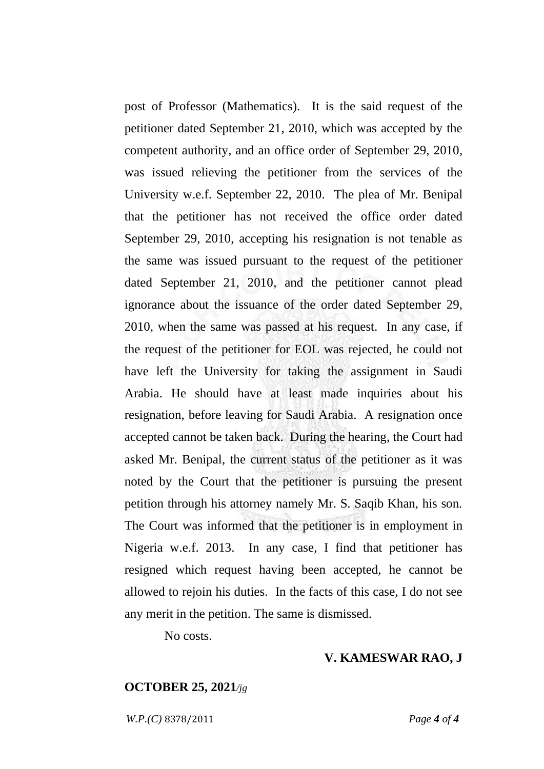post of Professor (Mathematics). It is the said request of the petitioner dated September 21, 2010, which was accepted by the competent authority, and an office order of September 29, 2010, was issued relieving the petitioner from the services of the University w.e.f. September 22, 2010. The plea of Mr. Benipal that the petitioner has not received the office order dated September 29, 2010, accepting his resignation is not tenable as the same was issued pursuant to the request of the petitioner dated September 21, 2010, and the petitioner cannot plead ignorance about the issuance of the order dated September 29, 2010, when the same was passed at his request. In any case, if the request of the petitioner for EOL was rejected, he could not have left the University for taking the assignment in Saudi Arabia. He should have at least made inquiries about his resignation, before leaving for Saudi Arabia. A resignation once accepted cannot be taken back. During the hearing, the Court had asked Mr. Benipal, the current status of the petitioner as it was noted by the Court that the petitioner is pursuing the present petition through his attorney namely Mr. S. Saqib Khan, his son. The Court was informed that the petitioner is in employment in Nigeria w.e.f. 2013. In any case, I find that petitioner has resigned which request having been accepted, he cannot be allowed to rejoin his duties. In the facts of this case, I do not see any merit in the petition. The same is dismissed.

No costs.

**V. KAMESWAR RAO, J**

**OCTOBER 25, 2021**/*jg*